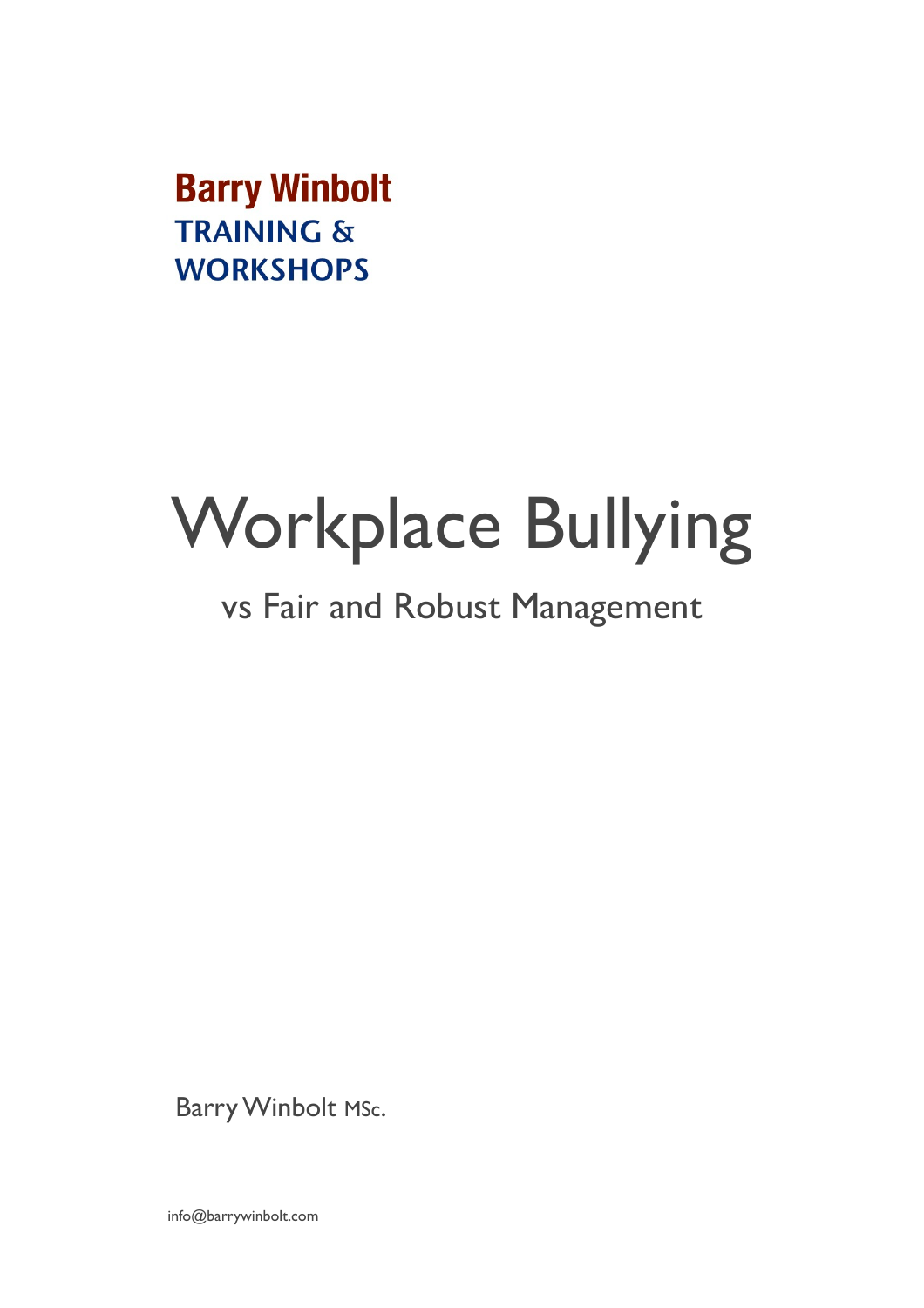**Barry Winbolt**
**TRAINING & WORKSHOPS**

# Workplace Bullying

## vs Fair and Robust Management

Barry Winbolt MSc.

info@barrywinbolt.com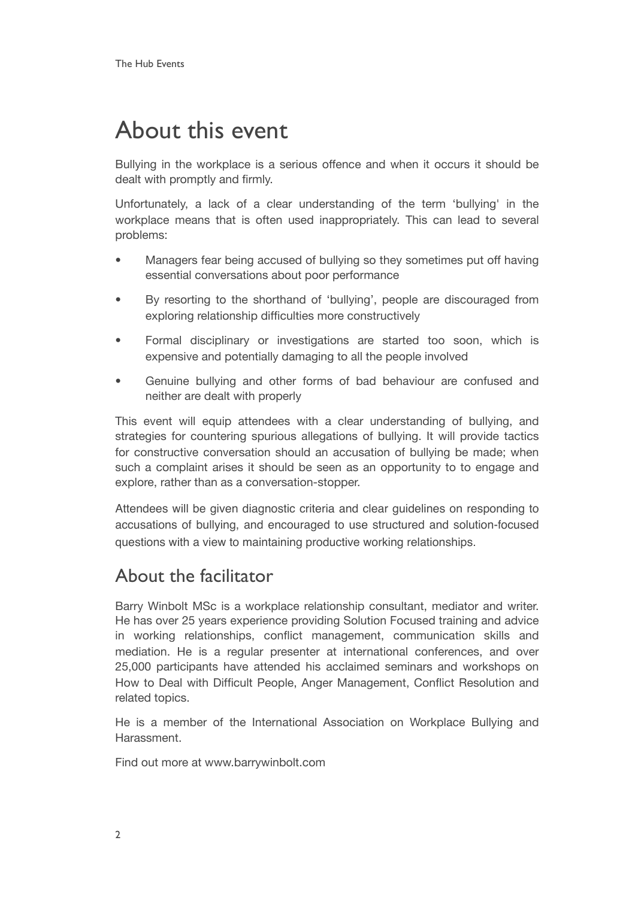# About this event

Bullying in the workplace is a serious offence and when it occurs it should be dealt with promptly and firmly.

Unfortunately, a lack of a clear understanding of the term 'bullying' in the workplace means that is often used inappropriately. This can lead to several problems:

- Managers fear being accused of bullying so they sometimes put off having essential conversations about poor performance
- By resorting to the shorthand of 'bullying', people are discouraged from exploring relationship difficulties more constructively
- Formal disciplinary or investigations are started too soon, which is expensive and potentially damaging to all the people involved
- Genuine bullying and other forms of bad behaviour are confused and neither are dealt with properly

This event will equip attendees with a clear understanding of bullying, and strategies for countering spurious allegations of bullying. It will provide tactics for constructive conversation should an accusation of bullying be made; when such a complaint arises it should be seen as an opportunity to to engage and explore, rather than as a conversation-stopper.

Attendees will be given diagnostic criteria and clear guidelines on responding to accusations of bullying, and encouraged to use structured and solution-focused questions with a view to maintaining productive working relationships.

## About the facilitator

Barry Winbolt MSc is a workplace relationship consultant, mediator and writer. He has over 25 years experience providing Solution Focused training and advice in working relationships, conflict management, communication skills and mediation. He is a regular presenter at international conferences, and over 25,000 participants have attended his acclaimed seminars and workshops on How to Deal with Difficult People, Anger Management, Conflict Resolution and related topics.

He is a member of the International Association on Workplace Bullying and Harassment.

Find out more at www.barrywinbolt.com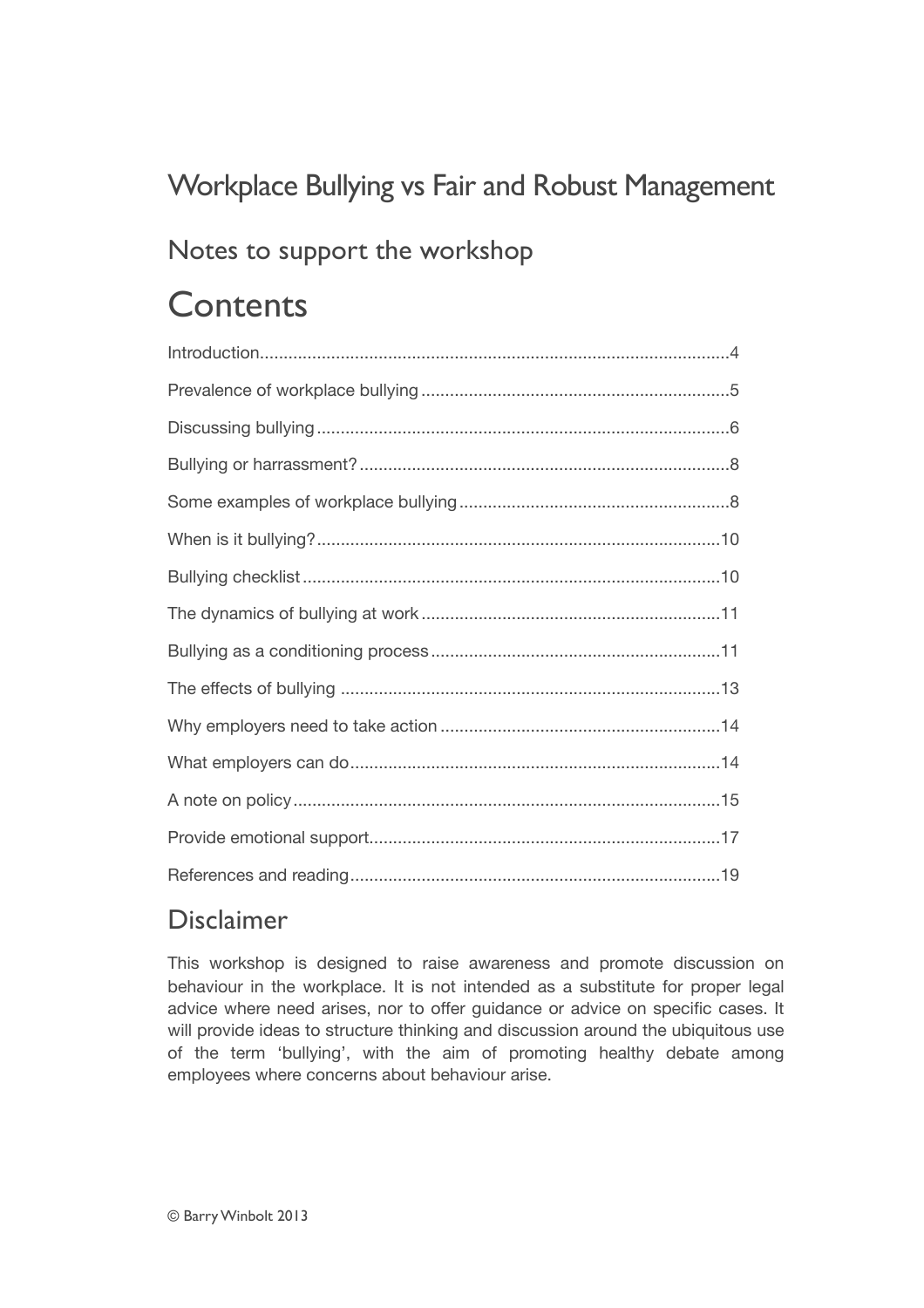# Workplace Bullying vs Fair and Robust Management

## Notes to support the workshop

# Contents

- Introduction....4
- Prevalence of workplace bullying....5
- Discussing bullying....6
- Bullying or harrassment?....8
- Some examples of workplace bullying....8
- When is it bullying?....10
- Bullying checklist....10
- The dynamics of bullying at work....11
- Bullying as a conditioning process....11
- The effects of bullying....13
- Why employers need to take action....14
- What employers can do....14
- A note on policy....15
- Provide emotional support....17
- References and reading....19

## Disclaimer

This workshop is designed to raise awareness and promote discussion on behaviour in the workplace. It is not intended as a substitute for proper legal advice where need arises, nor to offer guidance or advice on specific cases. It will provide ideas to structure thinking and discussion around the ubiquitous use of the term 'bullying', with the aim of promoting healthy debate among employees where concerns about behaviour arise.

© Barry Winbolt 2013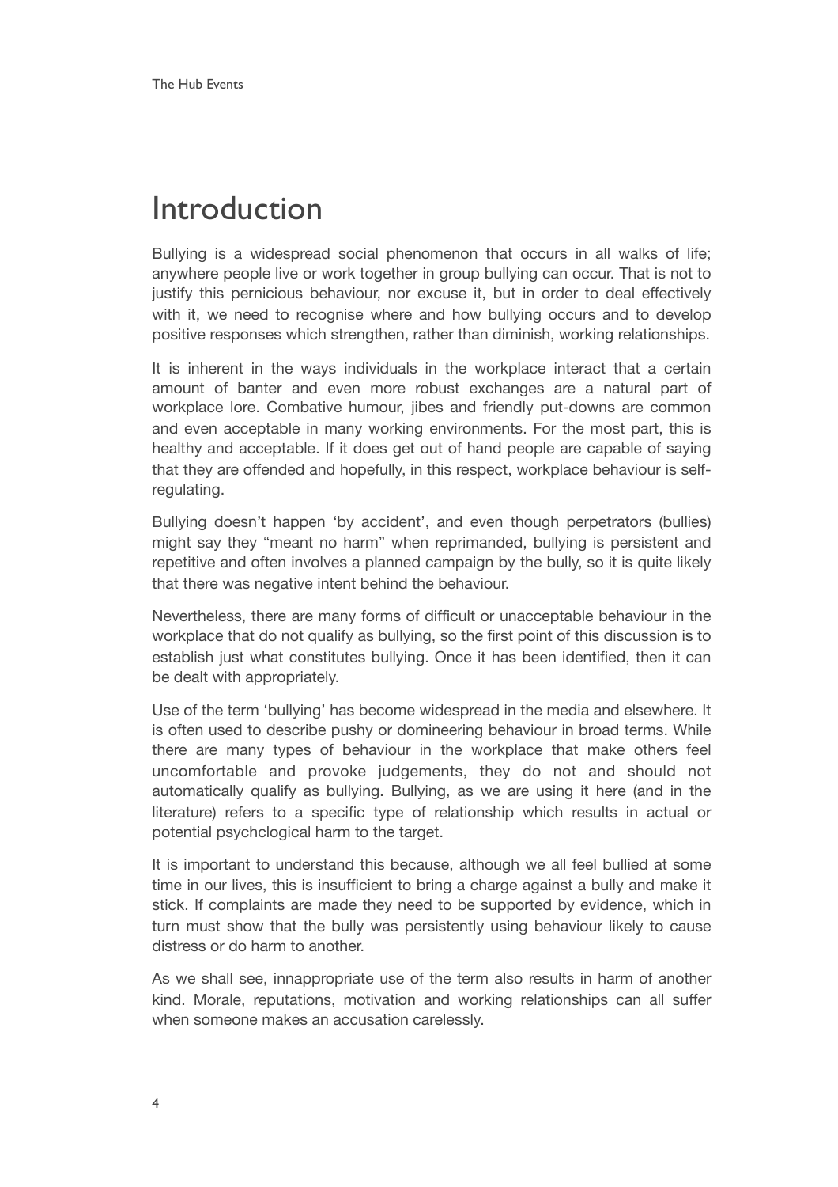# Introduction

Bullying is a widespread social phenomenon that occurs in all walks of life; anywhere people live or work together in group bullying can occur. That is not to justify this pernicious behaviour, nor excuse it, but in order to deal effectively with it, we need to recognise where and how bullying occurs and to develop positive responses which strengthen, rather than diminish, working relationships.

It is inherent in the ways individuals in the workplace interact that a certain amount of banter and even more robust exchanges are a natural part of workplace lore. Combative humour, jibes and friendly put-downs are common and even acceptable in many working environments. For the most part, this is healthy and acceptable. If it does get out of hand people are capable of saying that they are offended and hopefully, in this respect, workplace behaviour is self-regulating.

Bullying doesn't happen 'by accident', and even though perpetrators (bullies) might say they "meant no harm" when reprimanded, bullying is persistent and repetitive and often involves a planned campaign by the bully, so it is quite likely that there was negative intent behind the behaviour.

Nevertheless, there are many forms of difficult or unacceptable behaviour in the workplace that do not qualify as bullying, so the first point of this discussion is to establish just what constitutes bullying. Once it has been identified, then it can be dealt with appropriately.

Use of the term 'bullying' has become widespread in the media and elsewhere. It is often used to describe pushy or domineering behaviour in broad terms. While there are many types of behaviour in the workplace that make others feel uncomfortable and provoke judgements, they do not and should not automatically qualify as bullying. Bullying, as we are using it here (and in the literature) refers to a specific type of relationship which results in actual or potential psychclogical harm to the target.

It is important to understand this because, although we all feel bullied at some time in our lives, this is insufficient to bring a charge against a bully and make it stick. If complaints are made they need to be supported by evidence, which in turn must show that the bully was persistently using behaviour likely to cause distress or do harm to another.

As we shall see, innappropriate use of the term also results in harm of another kind. Morale, reputations, motivation and working relationships can all suffer when someone makes an accusation carelessly.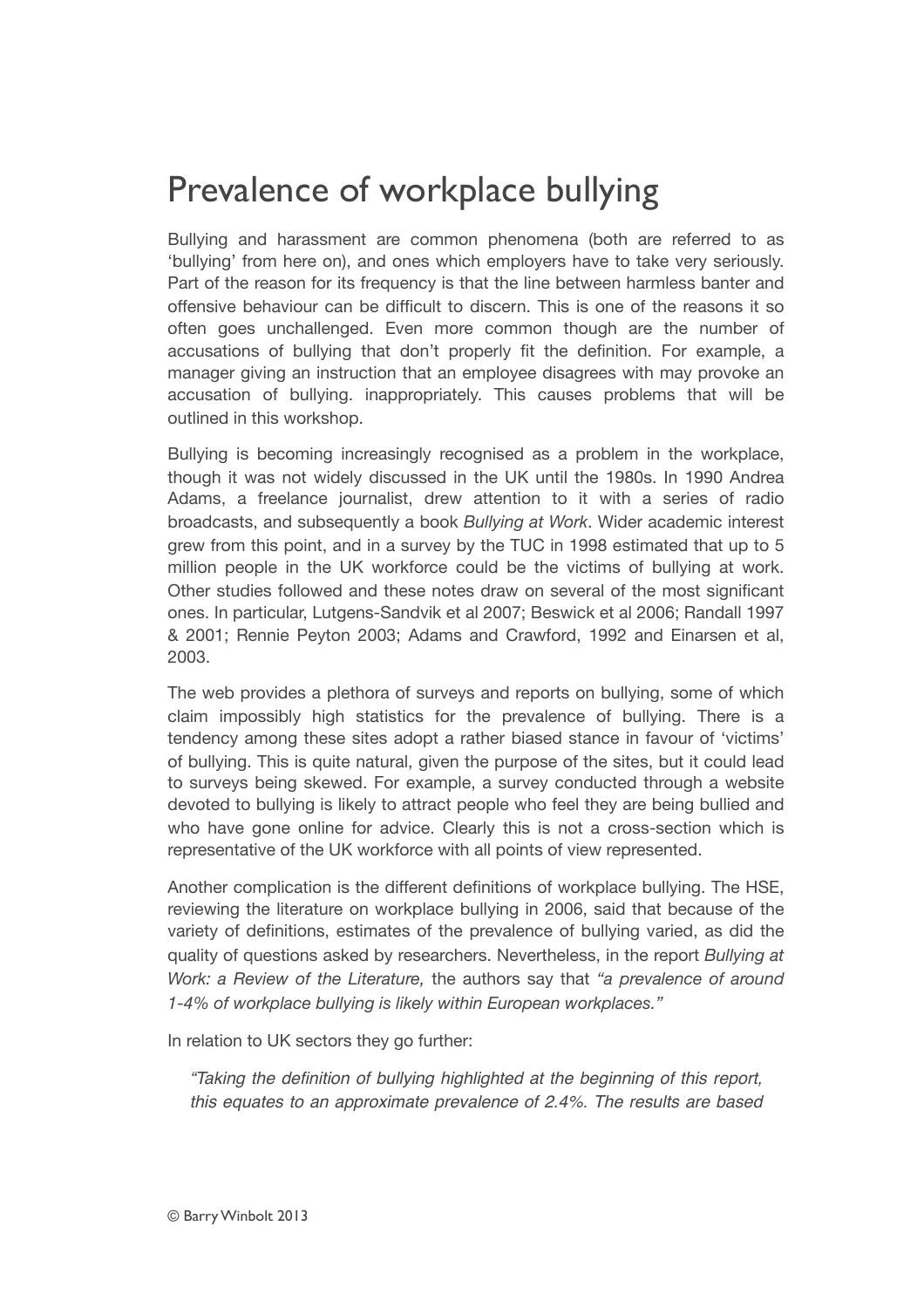# Prevalence of workplace bullying

Bullying and harassment are common phenomena (both are referred to as 'bullying' from here on), and ones which employers have to take very seriously. Part of the reason for its frequency is that the line between harmless banter and offensive behaviour can be difficult to discern. This is one of the reasons it so often goes unchallenged. Even more common though are the number of accusations of bullying that don't properly fit the definition. For example, a manager giving an instruction that an employee disagrees with may provoke an accusation of bullying. inappropriately. This causes problems that will be outlined in this workshop.

Bullying is becoming increasingly recognised as a problem in the workplace, though it was not widely discussed in the UK until the 1980s. In 1990 Andrea Adams, a freelance journalist, drew attention to it with a series of radio broadcasts, and subsequently a book *Bullying at Work*. Wider academic interest grew from this point, and in a survey by the TUC in 1998 estimated that up to 5 million people in the UK workforce could be the victims of bullying at work. Other studies followed and these notes draw on several of the most significant ones. In particular, Lutgens-Sandvik et al 2007; Beswick et al 2006; Randall 1997 & 2001; Rennie Peyton 2003; Adams and Crawford, 1992 and Einarsen et al, 2003.

The web provides a plethora of surveys and reports on bullying, some of which claim impossibly high statistics for the prevalence of bullying. There is a tendency among these sites adopt a rather biased stance in favour of 'victims' of bullying. This is quite natural, given the purpose of the sites, but it could lead to surveys being skewed. For example, a survey conducted through a website devoted to bullying is likely to attract people who feel they are being bullied and who have gone online for advice. Clearly this is not a cross-section which is representative of the UK workforce with all points of view represented.

Another complication is the different definitions of workplace bullying. The HSE, reviewing the literature on workplace bullying in 2006, said that because of the variety of definitions, estimates of the prevalence of bullying varied, as did the quality of questions asked by researchers. Nevertheless, in the report *Bullying at Work: a Review of the Literature,* the authors say that *"a prevalence of around 1-4% of workplace bullying is likely within European workplaces."*

In relation to UK sectors they go further:

> *"Taking the definition of bullying highlighted at the beginning of this report, this equates to an approximate prevalence of 2.4%. The results are based*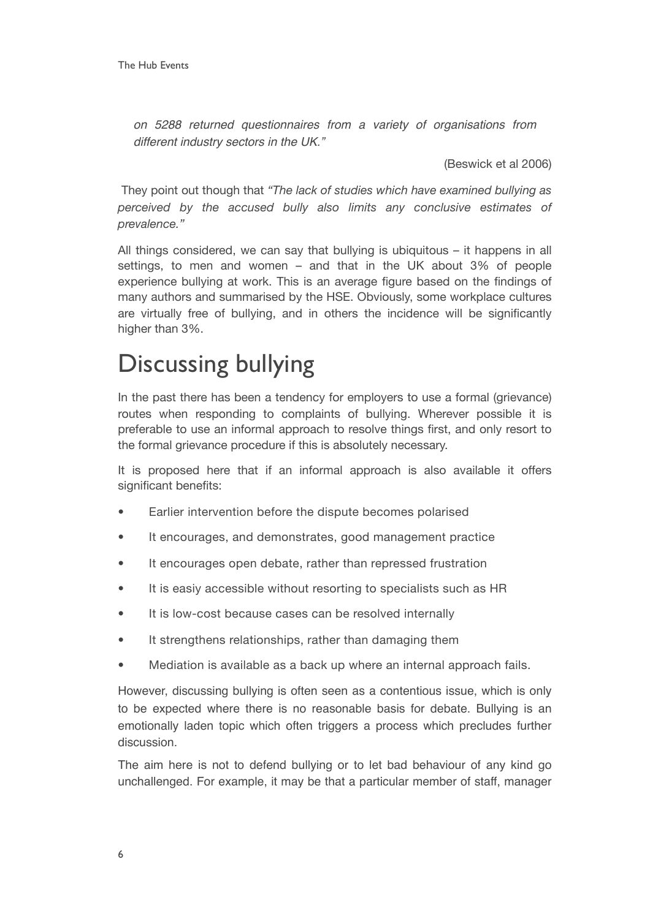*on 5288 returned questionnaires from a variety of organisations from different industry sectors in the UK."*

(Beswick et al 2006)

They point out though that *"The lack of studies which have examined bullying as perceived by the accused bully also limits any conclusive estimates of prevalence."*

All things considered, we can say that bullying is ubiquitous – it happens in all settings, to men and women – and that in the UK about 3% of people experience bullying at work. This is an average figure based on the findings of many authors and summarised by the HSE. Obviously, some workplace cultures are virtually free of bullying, and in others the incidence will be significantly higher than 3%.

# Discussing bullying

In the past there has been a tendency for employers to use a formal (grievance) routes when responding to complaints of bullying. Wherever possible it is preferable to use an informal approach to resolve things first, and only resort to the formal grievance procedure if this is absolutely necessary.

It is proposed here that if an informal approach is also available it offers significant benefits:

- Earlier intervention before the dispute becomes polarised
- It encourages, and demonstrates, good management practice
- It encourages open debate, rather than repressed frustration
- It is easiy accessible without resorting to specialists such as HR
- It is low-cost because cases can be resolved internally
- It strengthens relationships, rather than damaging them
- Mediation is available as a back up where an internal approach fails.

However, discussing bullying is often seen as a contentious issue, which is only to be expected where there is no reasonable basis for debate. Bullying is an emotionally laden topic which often triggers a process which precludes further discussion.

The aim here is not to defend bullying or to let bad behaviour of any kind go unchallenged. For example, it may be that a particular member of staff, manager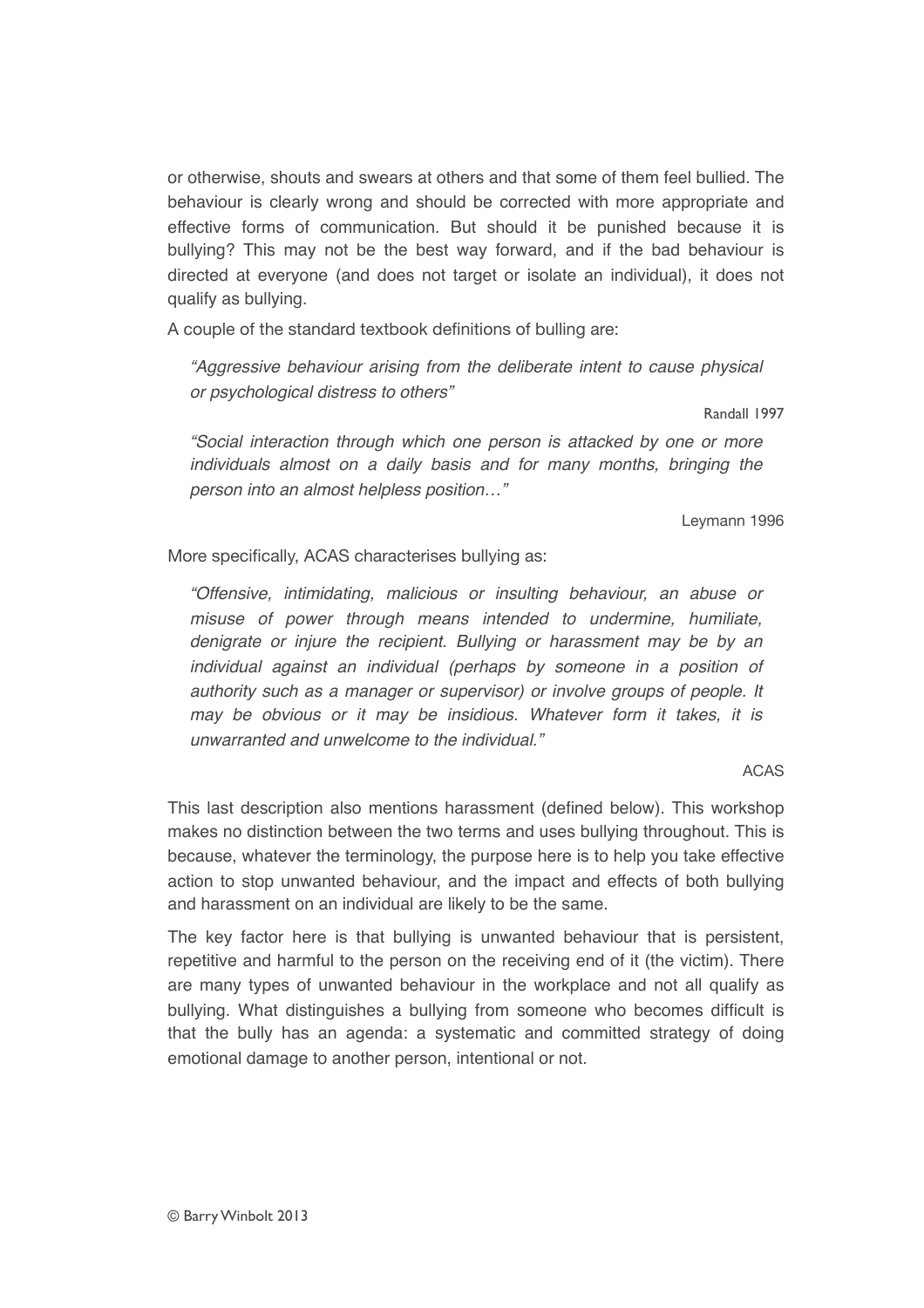or otherwise, shouts and swears at others and that some of them feel bullied. The behaviour is clearly wrong and should be corrected with more appropriate and effective forms of communication. But should it be punished because it is bullying? This may not be the best way forward, and if the bad behaviour is directed at everyone (and does not target or isolate an individual), it does not qualify as bullying.

A couple of the standard textbook definitions of bulling are:

> *"Aggressive behaviour arising from the deliberate intent to cause physical or psychological distress to others"*
>
> Randall 1997

> *"Social interaction through which one person is attacked by one or more individuals almost on a daily basis and for many months, bringing the person into an almost helpless position…"*
>
> Leymann 1996

More specifically, ACAS characterises bullying as:

> *"Offensive, intimidating, malicious or insulting behaviour, an abuse or misuse of power through means intended to undermine, humiliate, denigrate or injure the recipient. Bullying or harassment may be by an individual against an individual (perhaps by someone in a position of authority such as a manager or supervisor) or involve groups of people. It may be obvious or it may be insidious. Whatever form it takes, it is unwarranted and unwelcome to the individual."*
>
> ACAS

This last description also mentions harassment (defined below). This workshop makes no distinction between the two terms and uses bullying throughout. This is because, whatever the terminology, the purpose here is to help you take effective action to stop unwanted behaviour, and the impact and effects of both bullying and harassment on an individual are likely to be the same.

The key factor here is that bullying is unwanted behaviour that is persistent, repetitive and harmful to the person on the receiving end of it (the victim). There are many types of unwanted behaviour in the workplace and not all qualify as bullying. What distinguishes a bullying from someone who becomes difficult is that the bully has an agenda: a systematic and committed strategy of doing emotional damage to another person, intentional or not.

© Barry Winbolt 2013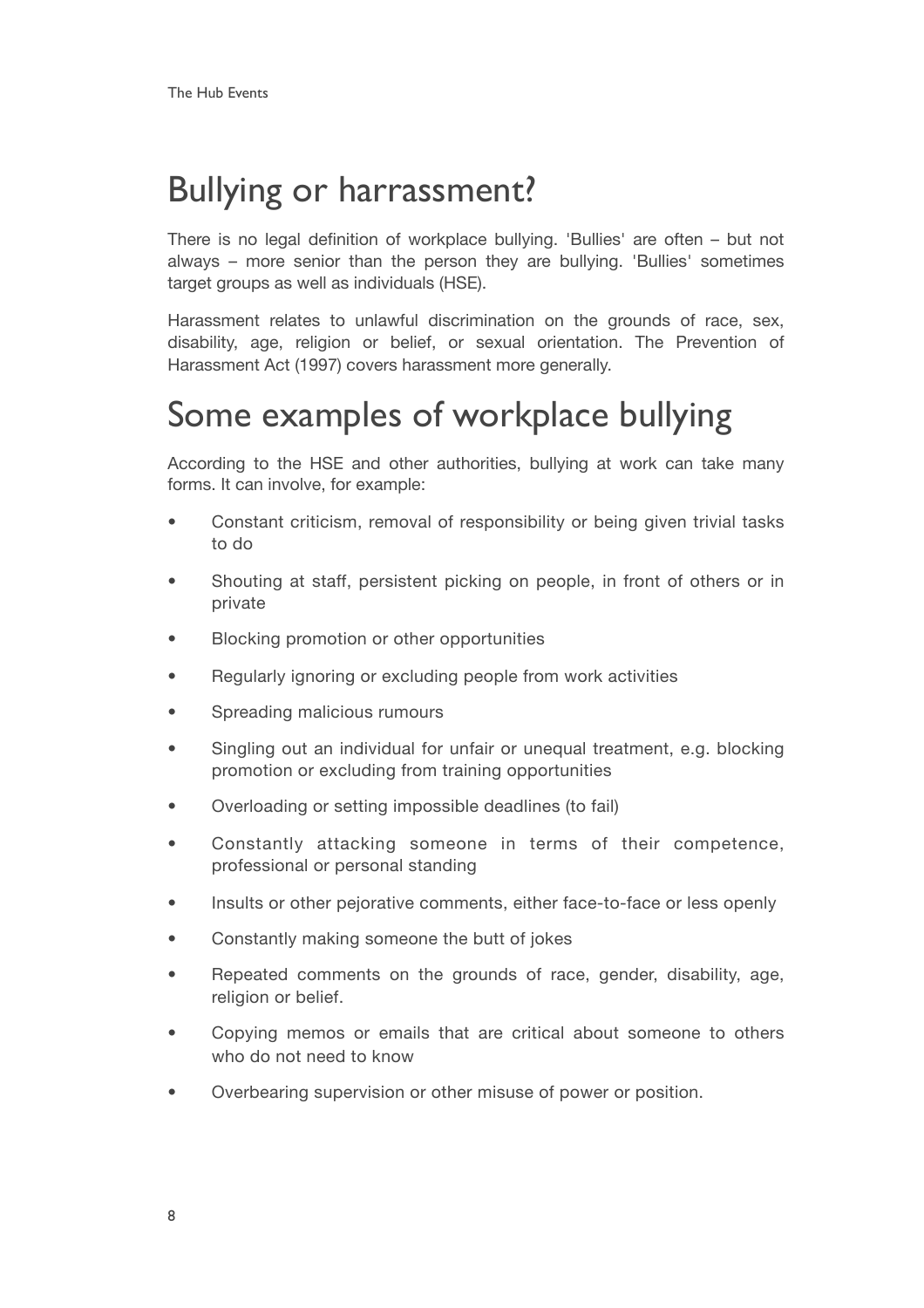# Bullying or harrassment?

There is no legal definition of workplace bullying. 'Bullies' are often – but not always – more senior than the person they are bullying. 'Bullies' sometimes target groups as well as individuals (HSE).

Harassment relates to unlawful discrimination on the grounds of race, sex, disability, age, religion or belief, or sexual orientation. The Prevention of Harassment Act (1997) covers harassment more generally.

# Some examples of workplace bullying

According to the HSE and other authorities, bullying at work can take many forms. It can involve, for example:

- Constant criticism, removal of responsibility or being given trivial tasks to do
- Shouting at staff, persistent picking on people, in front of others or in private
- Blocking promotion or other opportunities
- Regularly ignoring or excluding people from work activities
- Spreading malicious rumours
- Singling out an individual for unfair or unequal treatment, e.g. blocking promotion or excluding from training opportunities
- Overloading or setting impossible deadlines (to fail)
- Constantly attacking someone in terms of their competence, professional or personal standing
- Insults or other pejorative comments, either face-to-face or less openly
- Constantly making someone the butt of jokes
- Repeated comments on the grounds of race, gender, disability, age, religion or belief.
- Copying memos or emails that are critical about someone to others who do not need to know
- Overbearing supervision or other misuse of power or position.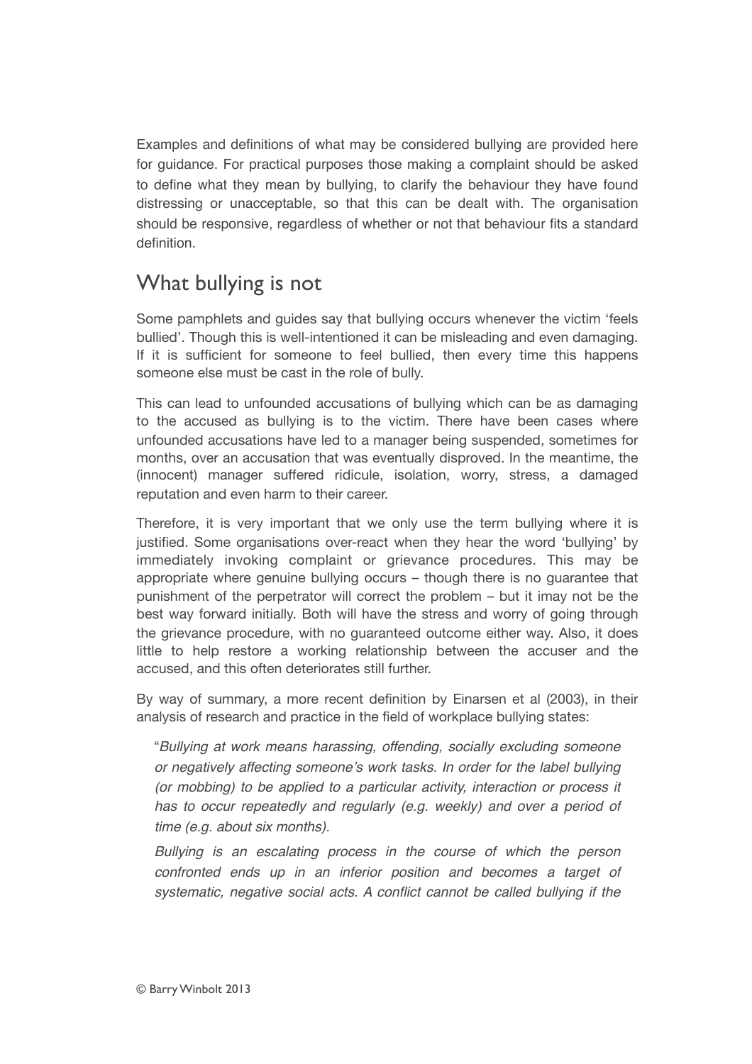Examples and definitions of what may be considered bullying are provided here for guidance. For practical purposes those making a complaint should be asked to define what they mean by bullying, to clarify the behaviour they have found distressing or unacceptable, so that this can be dealt with. The organisation should be responsive, regardless of whether or not that behaviour fits a standard definition.

## What bullying is not

Some pamphlets and guides say that bullying occurs whenever the victim 'feels bullied'. Though this is well-intentioned it can be misleading and even damaging. If it is sufficient for someone to feel bullied, then every time this happens someone else must be cast in the role of bully.

This can lead to unfounded accusations of bullying which can be as damaging to the accused as bullying is to the victim. There have been cases where unfounded accusations have led to a manager being suspended, sometimes for months, over an accusation that was eventually disproved. In the meantime, the (innocent) manager suffered ridicule, isolation, worry, stress, a damaged reputation and even harm to their career.

Therefore, it is very important that we only use the term bullying where it is justified. Some organisations over-react when they hear the word 'bullying' by immediately invoking complaint or grievance procedures. This may be appropriate where genuine bullying occurs – though there is no guarantee that punishment of the perpetrator will correct the problem – but it imay not be the best way forward initially. Both will have the stress and worry of going through the grievance procedure, with no guaranteed outcome either way. Also, it does little to help restore a working relationship between the accuser and the accused, and this often deteriorates still further.

By way of summary, a more recent definition by Einarsen et al (2003), in their analysis of research and practice in the field of workplace bullying states:

> "*Bullying at work means harassing, offending, socially excluding someone or negatively affecting someone's work tasks. In order for the label bullying (or mobbing) to be applied to a particular activity, interaction or process it has to occur repeatedly and regularly (e.g. weekly) and over a period of time (e.g. about six months).*
>
> *Bullying is an escalating process in the course of which the person confronted ends up in an inferior position and becomes a target of systematic, negative social acts. A conflict cannot be called bullying if the*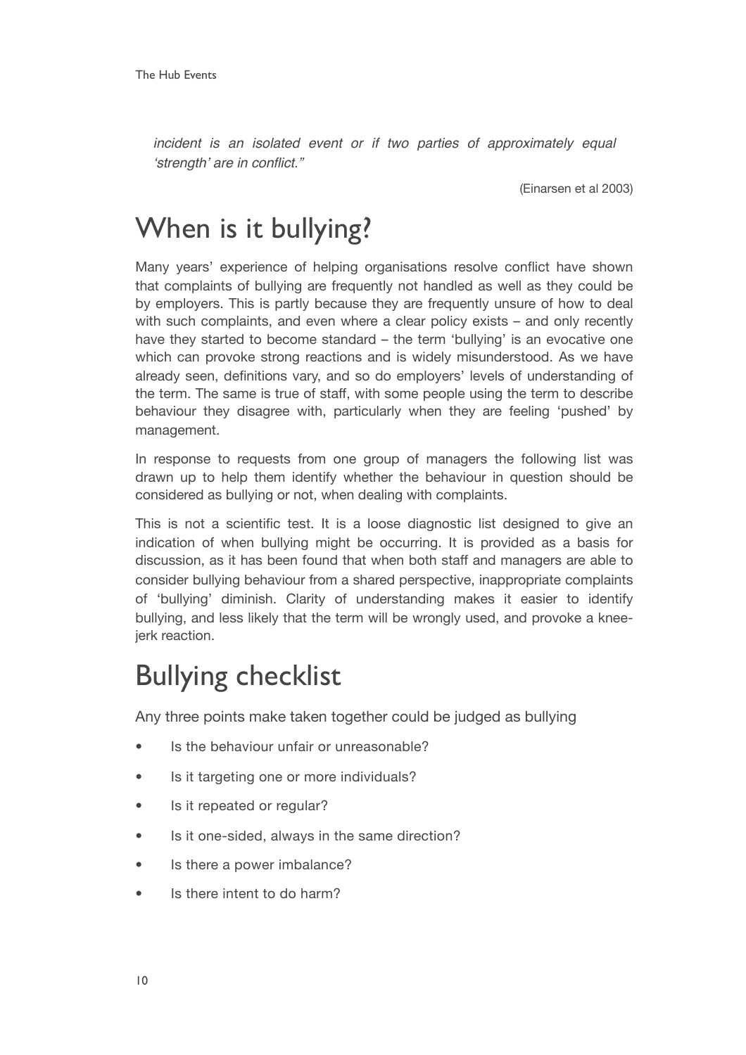*incident is an isolated event or if two parties of approximately equal 'strength' are in conflict."*

(Einarsen et al 2003)

# When is it bullying?

Many years' experience of helping organisations resolve conflict have shown that complaints of bullying are frequently not handled as well as they could be by employers. This is partly because they are frequently unsure of how to deal with such complaints, and even where a clear policy exists – and only recently have they started to become standard – the term 'bullying' is an evocative one which can provoke strong reactions and is widely misunderstood. As we have already seen, definitions vary, and so do employers' levels of understanding of the term. The same is true of staff, with some people using the term to describe behaviour they disagree with, particularly when they are feeling 'pushed' by management.

In response to requests from one group of managers the following list was drawn up to help them identify whether the behaviour in question should be considered as bullying or not, when dealing with complaints.

This is not a scientific test. It is a loose diagnostic list designed to give an indication of when bullying might be occurring. It is provided as a basis for discussion, as it has been found that when both staff and managers are able to consider bullying behaviour from a shared perspective, inappropriate complaints of 'bullying' diminish. Clarity of understanding makes it easier to identify bullying, and less likely that the term will be wrongly used, and provoke a knee-jerk reaction.

# Bullying checklist

Any three points make taken together could be judged as bullying

- Is the behaviour unfair or unreasonable?
- Is it targeting one or more individuals?
- Is it repeated or regular?
- Is it one-sided, always in the same direction?
- Is there a power imbalance?
- Is there intent to do harm?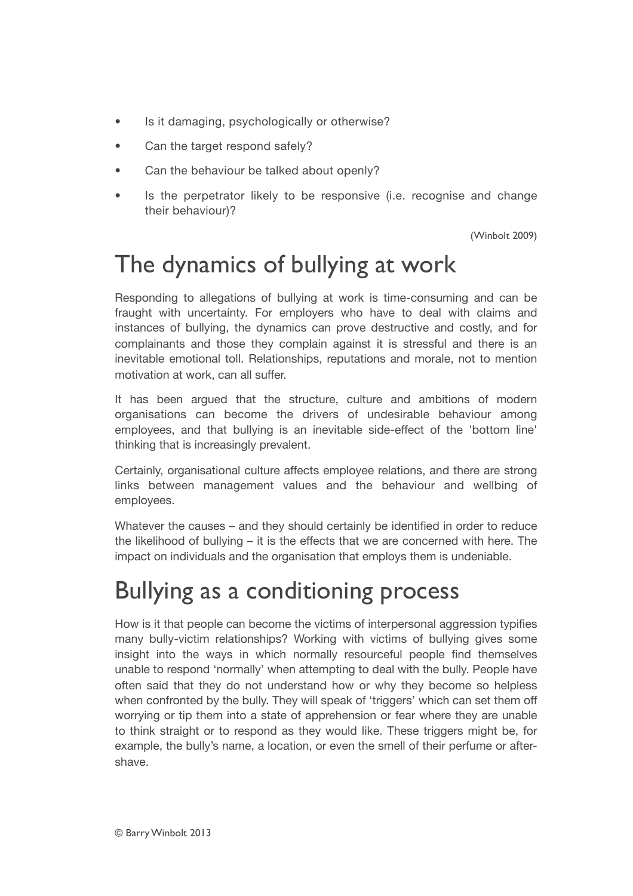- Is it damaging, psychologically or otherwise?
- Can the target respond safely?
- Can the behaviour be talked about openly?
- Is the perpetrator likely to be responsive (i.e. recognise and change their behaviour)?

(Winbolt 2009)

# The dynamics of bullying at work

Responding to allegations of bullying at work is time-consuming and can be fraught with uncertainty. For employers who have to deal with claims and instances of bullying, the dynamics can prove destructive and costly, and for complainants and those they complain against it is stressful and there is an inevitable emotional toll. Relationships, reputations and morale, not to mention motivation at work, can all suffer.

It has been argued that the structure, culture and ambitions of modern organisations can become the drivers of undesirable behaviour among employees, and that bullying is an inevitable side-effect of the 'bottom line' thinking that is increasingly prevalent.

Certainly, organisational culture affects employee relations, and there are strong links between management values and the behaviour and wellbing of employees.

Whatever the causes – and they should certainly be identified in order to reduce the likelihood of bullying – it is the effects that we are concerned with here. The impact on individuals and the organisation that employs them is undeniable.

# Bullying as a conditioning process

How is it that people can become the victims of interpersonal aggression typifies many bully-victim relationships? Working with victims of bullying gives some insight into the ways in which normally resourceful people find themselves unable to respond 'normally' when attempting to deal with the bully. People have often said that they do not understand how or why they become so helpless when confronted by the bully. They will speak of 'triggers' which can set them off worrying or tip them into a state of apprehension or fear where they are unable to think straight or to respond as they would like. These triggers might be, for example, the bully's name, a location, or even the smell of their perfume or after-shave.

© Barry Winbolt 2013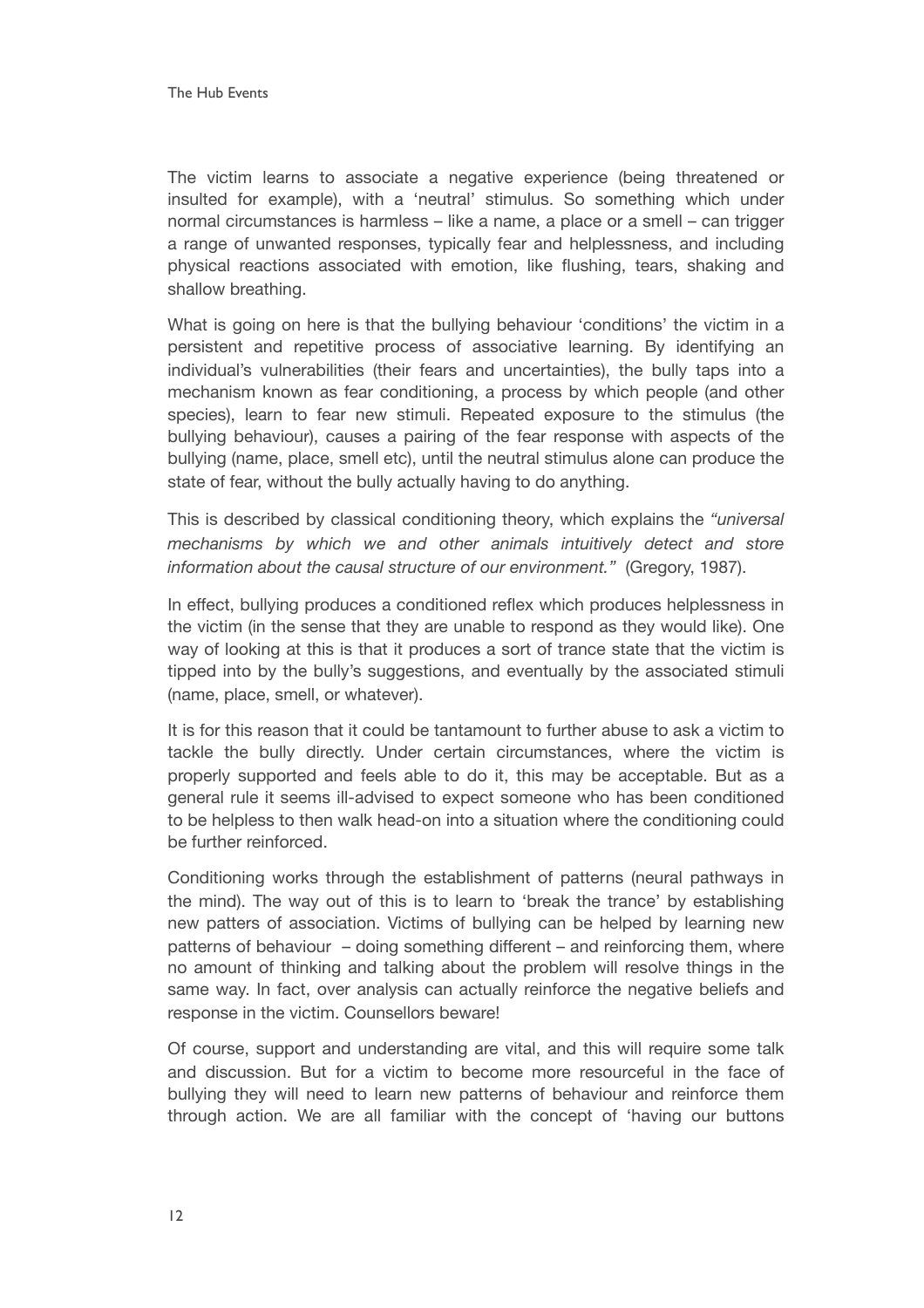The victim learns to associate a negative experience (being threatened or insulted for example), with a 'neutral' stimulus. So something which under normal circumstances is harmless – like a name, a place or a smell – can trigger a range of unwanted responses, typically fear and helplessness, and including physical reactions associated with emotion, like flushing, tears, shaking and shallow breathing.

What is going on here is that the bullying behaviour 'conditions' the victim in a persistent and repetitive process of associative learning. By identifying an individual's vulnerabilities (their fears and uncertainties), the bully taps into a mechanism known as fear conditioning, a process by which people (and other species), learn to fear new stimuli. Repeated exposure to the stimulus (the bullying behaviour), causes a pairing of the fear response with aspects of the bullying (name, place, smell etc), until the neutral stimulus alone can produce the state of fear, without the bully actually having to do anything.

This is described by classical conditioning theory, which explains the *"universal mechanisms by which we and other animals intuitively detect and store information about the causal structure of our environment."* (Gregory, 1987).

In effect, bullying produces a conditioned reflex which produces helplessness in the victim (in the sense that they are unable to respond as they would like). One way of looking at this is that it produces a sort of trance state that the victim is tipped into by the bully's suggestions, and eventually by the associated stimuli (name, place, smell, or whatever).

It is for this reason that it could be tantamount to further abuse to ask a victim to tackle the bully directly. Under certain circumstances, where the victim is properly supported and feels able to do it, this may be acceptable. But as a general rule it seems ill-advised to expect someone who has been conditioned to be helpless to then walk head-on into a situation where the conditioning could be further reinforced.

Conditioning works through the establishment of patterns (neural pathways in the mind). The way out of this is to learn to 'break the trance' by establishing new patters of association. Victims of bullying can be helped by learning new patterns of behaviour – doing something different – and reinforcing them, where no amount of thinking and talking about the problem will resolve things in the same way. In fact, over analysis can actually reinforce the negative beliefs and response in the victim. Counsellors beware!

Of course, support and understanding are vital, and this will require some talk and discussion. But for a victim to become more resourceful in the face of bullying they will need to learn new patterns of behaviour and reinforce them through action. We are all familiar with the concept of 'having our buttons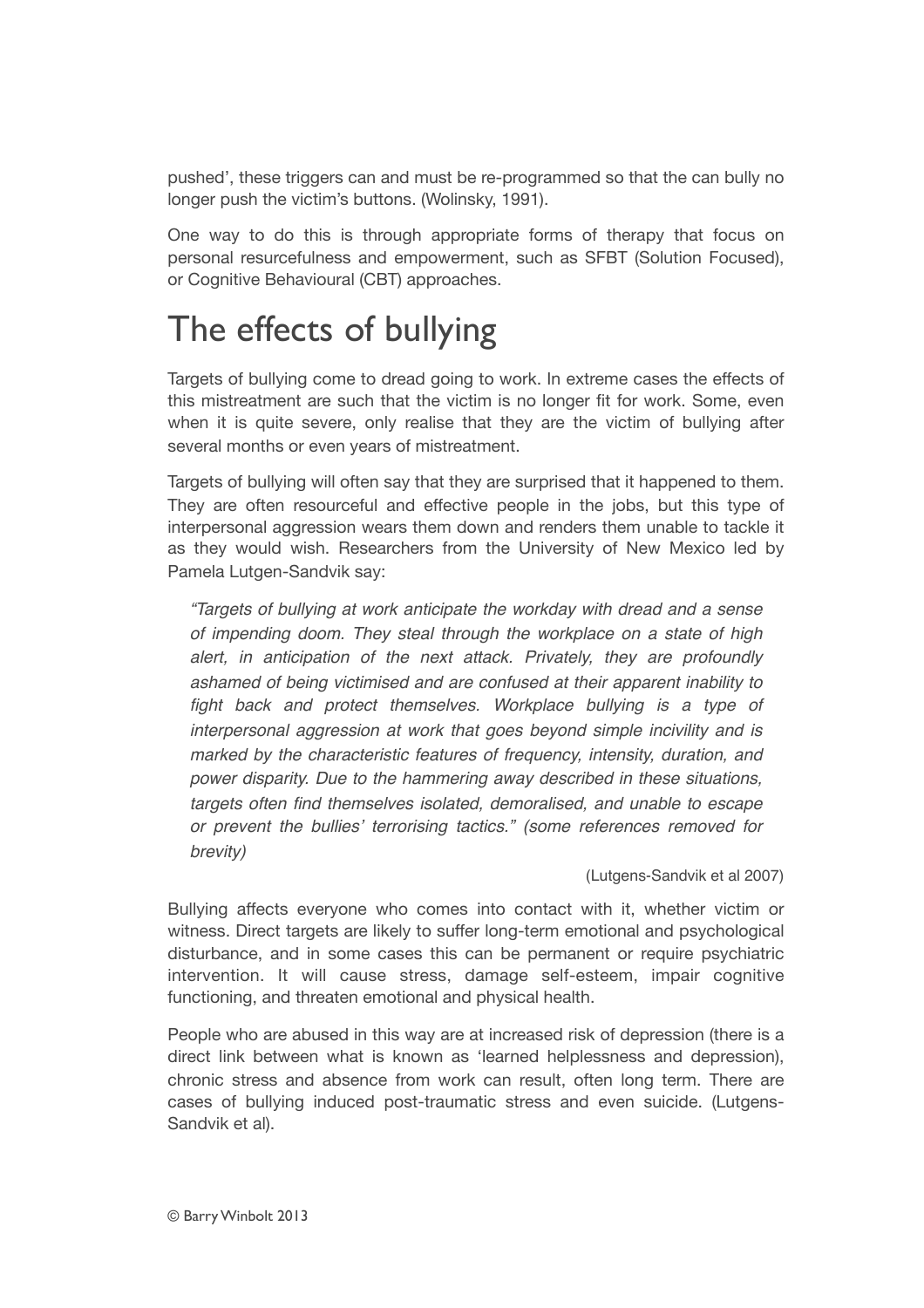pushed', these triggers can and must be re-programmed so that the can bully no longer push the victim's buttons. (Wolinsky, 1991).

One way to do this is through appropriate forms of therapy that focus on personal resurcefulness and empowerment, such as SFBT (Solution Focused), or Cognitive Behavioural (CBT) approaches.

# The effects of bullying

Targets of bullying come to dread going to work. In extreme cases the effects of this mistreatment are such that the victim is no longer fit for work. Some, even when it is quite severe, only realise that they are the victim of bullying after several months or even years of mistreatment.

Targets of bullying will often say that they are surprised that it happened to them. They are often resourceful and effective people in the jobs, but this type of interpersonal aggression wears them down and renders them unable to tackle it as they would wish. Researchers from the University of New Mexico led by Pamela Lutgen-Sandvik say:

> *"Targets of bullying at work anticipate the workday with dread and a sense of impending doom. They steal through the workplace on a state of high alert, in anticipation of the next attack. Privately, they are profoundly ashamed of being victimised and are confused at their apparent inability to fight back and protect themselves. Workplace bullying is a type of interpersonal aggression at work that goes beyond simple incivility and is marked by the characteristic features of frequency, intensity, duration, and power disparity. Due to the hammering away described in these situations, targets often find themselves isolated, demoralised, and unable to escape or prevent the bullies' terrorising tactics." (some references removed for brevity)*
>
> (Lutgens-Sandvik et al 2007)

Bullying affects everyone who comes into contact with it, whether victim or witness. Direct targets are likely to suffer long-term emotional and psychological disturbance, and in some cases this can be permanent or require psychiatric intervention. It will cause stress, damage self-esteem, impair cognitive functioning, and threaten emotional and physical health.

People who are abused in this way are at increased risk of depression (there is a direct link between what is known as 'learned helplessness and depression), chronic stress and absence from work can result, often long term. There are cases of bullying induced post-traumatic stress and even suicide. (Lutgens-Sandvik et al).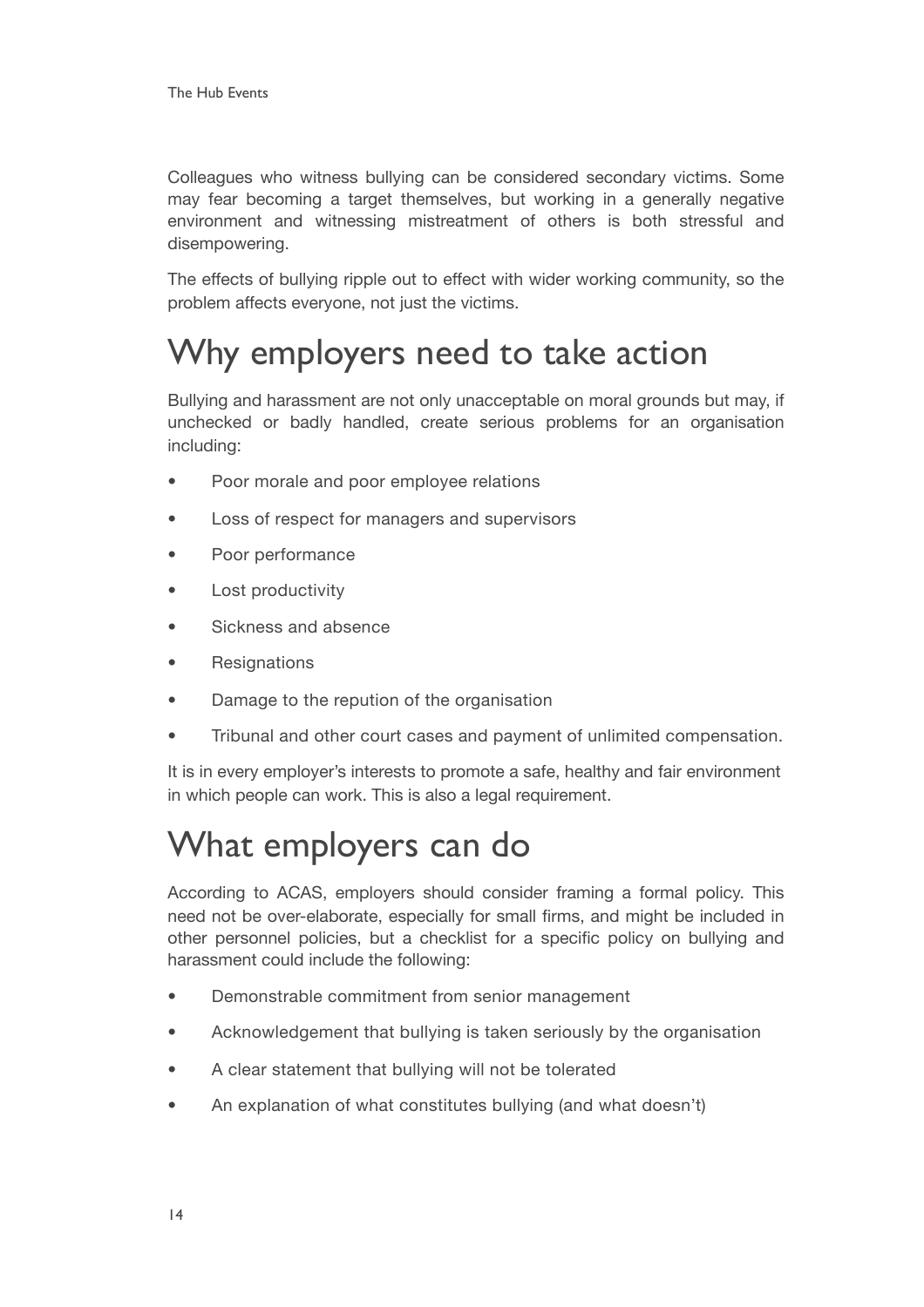Colleagues who witness bullying can be considered secondary victims. Some may fear becoming a target themselves, but working in a generally negative environment and witnessing mistreatment of others is both stressful and disempowering.

The effects of bullying ripple out to effect with wider working community, so the problem affects everyone, not just the victims.

# Why employers need to take action

Bullying and harassment are not only unacceptable on moral grounds but may, if unchecked or badly handled, create serious problems for an organisation including:

- Poor morale and poor employee relations
- Loss of respect for managers and supervisors
- Poor performance
- Lost productivity
- Sickness and absence
- Resignations
- Damage to the repution of the organisation
- Tribunal and other court cases and payment of unlimited compensation.

It is in every employer's interests to promote a safe, healthy and fair environment in which people can work. This is also a legal requirement.

# What employers can do

According to ACAS, employers should consider framing a formal policy. This need not be over-elaborate, especially for small firms, and might be included in other personnel policies, but a checklist for a specific policy on bullying and harassment could include the following:

- Demonstrable commitment from senior management
- Acknowledgement that bullying is taken seriously by the organisation
- A clear statement that bullying will not be tolerated
- An explanation of what constitutes bullying (and what doesn't)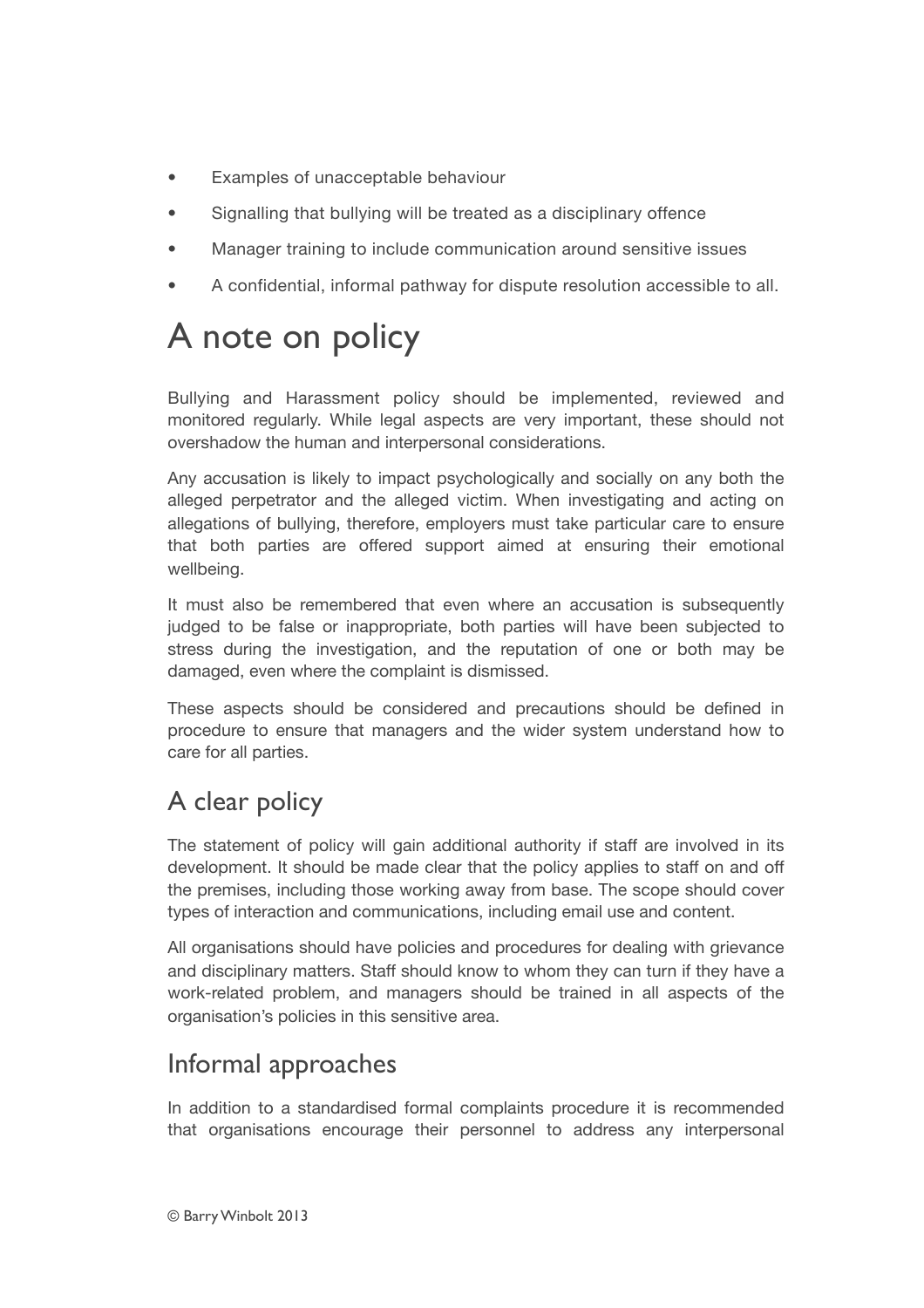- Examples of unacceptable behaviour
- Signalling that bullying will be treated as a disciplinary offence
- Manager training to include communication around sensitive issues
- A confidential, informal pathway for dispute resolution accessible to all.

# A note on policy

Bullying and Harassment policy should be implemented, reviewed and monitored regularly. While legal aspects are very important, these should not overshadow the human and interpersonal considerations.

Any accusation is likely to impact psychologically and socially on any both the alleged perpetrator and the alleged victim. When investigating and acting on allegations of bullying, therefore, employers must take particular care to ensure that both parties are offered support aimed at ensuring their emotional wellbeing.

It must also be remembered that even where an accusation is subsequently judged to be false or inappropriate, both parties will have been subjected to stress during the investigation, and the reputation of one or both may be damaged, even where the complaint is dismissed.

These aspects should be considered and precautions should be defined in procedure to ensure that managers and the wider system understand how to care for all parties.

## A clear policy

The statement of policy will gain additional authority if staff are involved in its development. It should be made clear that the policy applies to staff on and off the premises, including those working away from base. The scope should cover types of interaction and communications, including email use and content.

All organisations should have policies and procedures for dealing with grievance and disciplinary matters. Staff should know to whom they can turn if they have a work-related problem, and managers should be trained in all aspects of the organisation's policies in this sensitive area.

## Informal approaches

In addition to a standardised formal complaints procedure it is recommended that organisations encourage their personnel to address any interpersonal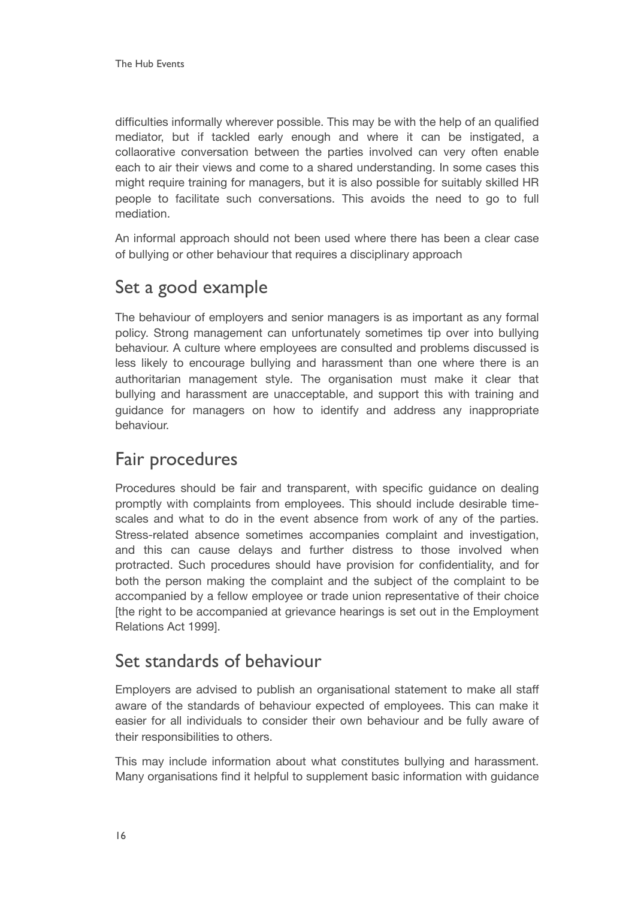difficulties informally wherever possible. This may be with the help of an qualified mediator, but if tackled early enough and where it can be instigated, a collaorative conversation between the parties involved can very often enable each to air their views and come to a shared understanding. In some cases this might require training for managers, but it is also possible for suitably skilled HR people to facilitate such conversations. This avoids the need to go to full mediation.

An informal approach should not been used where there has been a clear case of bullying or other behaviour that requires a disciplinary approach

## Set a good example

The behaviour of employers and senior managers is as important as any formal policy. Strong management can unfortunately sometimes tip over into bullying behaviour. A culture where employees are consulted and problems discussed is less likely to encourage bullying and harassment than one where there is an authoritarian management style. The organisation must make it clear that bullying and harassment are unacceptable, and support this with training and guidance for managers on how to identify and address any inappropriate behaviour.

## Fair procedures

Procedures should be fair and transparent, with specific guidance on dealing promptly with complaints from employees. This should include desirable time-scales and what to do in the event absence from work of any of the parties. Stress-related absence sometimes accompanies complaint and investigation, and this can cause delays and further distress to those involved when protracted. Such procedures should have provision for confidentiality, and for both the person making the complaint and the subject of the complaint to be accompanied by a fellow employee or trade union representative of their choice [the right to be accompanied at grievance hearings is set out in the Employment Relations Act 1999].

## Set standards of behaviour

Employers are advised to publish an organisational statement to make all staff aware of the standards of behaviour expected of employees. This can make it easier for all individuals to consider their own behaviour and be fully aware of their responsibilities to others.

This may include information about what constitutes bullying and harassment. Many organisations find it helpful to supplement basic information with guidance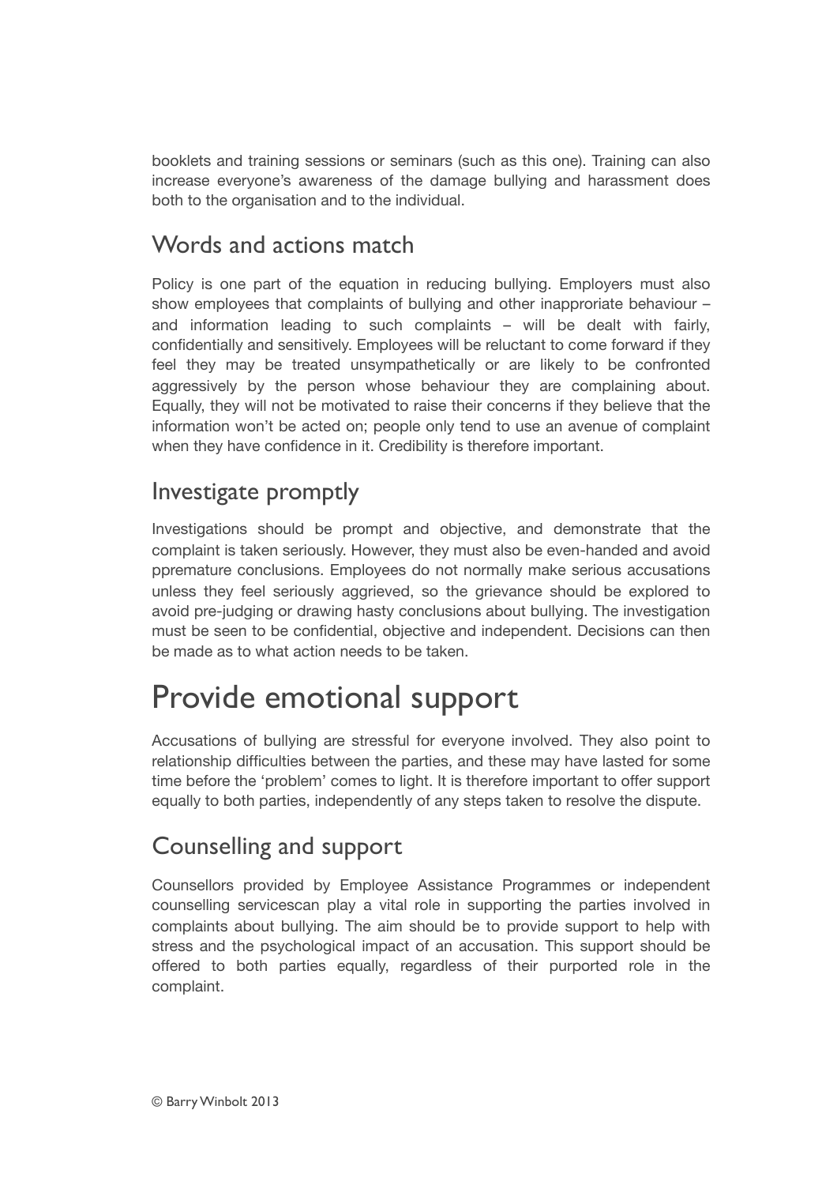booklets and training sessions or seminars (such as this one). Training can also increase everyone's awareness of the damage bullying and harassment does both to the organisation and to the individual.

## Words and actions match

Policy is one part of the equation in reducing bullying. Employers must also show employees that complaints of bullying and other inapproriate behaviour – and information leading to such complaints – will be dealt with fairly, confidentially and sensitively. Employees will be reluctant to come forward if they feel they may be treated unsympathetically or are likely to be confronted aggressively by the person whose behaviour they are complaining about. Equally, they will not be motivated to raise their concerns if they believe that the information won't be acted on; people only tend to use an avenue of complaint when they have confidence in it. Credibility is therefore important.

## Investigate promptly

Investigations should be prompt and objective, and demonstrate that the complaint is taken seriously. However, they must also be even-handed and avoid ppremature conclusions. Employees do not normally make serious accusations unless they feel seriously aggrieved, so the grievance should be explored to avoid pre-judging or drawing hasty conclusions about bullying. The investigation must be seen to be confidential, objective and independent. Decisions can then be made as to what action needs to be taken.

# Provide emotional support

Accusations of bullying are stressful for everyone involved. They also point to relationship difficulties between the parties, and these may have lasted for some time before the 'problem' comes to light. It is therefore important to offer support equally to both parties, independently of any steps taken to resolve the dispute.

## Counselling and support

Counsellors provided by Employee Assistance Programmes or independent counselling servicescan play a vital role in supporting the parties involved in complaints about bullying. The aim should be to provide support to help with stress and the psychological impact of an accusation. This support should be offered to both parties equally, regardless of their purported role in the complaint.

© Barry Winbolt 2013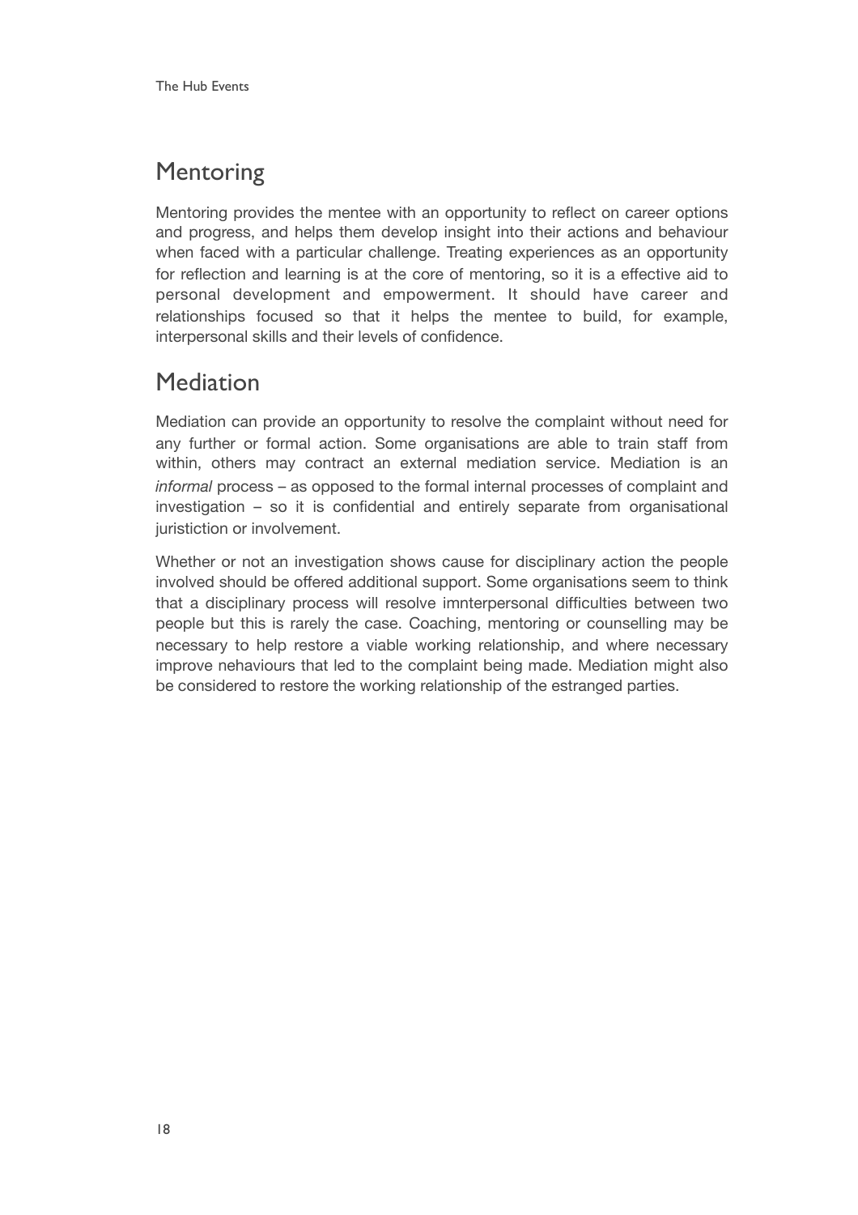## Mentoring

Mentoring provides the mentee with an opportunity to reflect on career options and progress, and helps them develop insight into their actions and behaviour when faced with a particular challenge. Treating experiences as an opportunity for reflection and learning is at the core of mentoring, so it is a effective aid to personal development and empowerment. It should have career and relationships focused so that it helps the mentee to build, for example, interpersonal skills and their levels of confidence.

## Mediation

Mediation can provide an opportunity to resolve the complaint without need for any further or formal action. Some organisations are able to train staff from within, others may contract an external mediation service. Mediation is an *informal* process – as opposed to the formal internal processes of complaint and investigation – so it is confidential and entirely separate from organisational juristiction or involvement.

Whether or not an investigation shows cause for disciplinary action the people involved should be offered additional support. Some organisations seem to think that a disciplinary process will resolve imnterpersonal difficulties between two people but this is rarely the case. Coaching, mentoring or counselling may be necessary to help restore a viable working relationship, and where necessary improve nehaviours that led to the complaint being made. Mediation might also be considered to restore the working relationship of the estranged parties.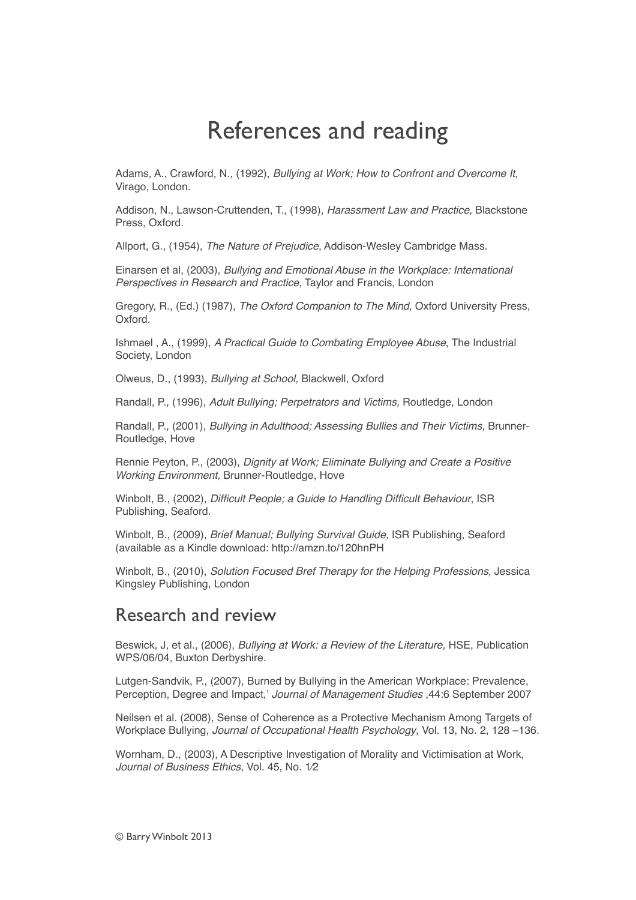# References and reading

Adams, A., Crawford, N., (1992), *Bullying at Work; How to Confront and Overcome It*, Virago, London.

Addison, N., Lawson-Cruttenden, T., (1998), *Harassment Law and Practice,* Blackstone Press, Oxford.

Allport, G., (1954), *The Nature of Prejudice*, Addison-Wesley Cambridge Mass.

Einarsen et al, (2003), *Bullying and Emotional Abuse in the Workplace: International Perspectives in Research and Practice*, Taylor and Francis, London

Gregory, R., (Ed.) (1987), *The Oxford Companion to The Mind,* Oxford University Press, Oxford.

Ishmael , A., (1999), *A Practical Guide to Combating Employee Abuse*, The Industrial Society, London

Olweus, D., (1993), *Bullying at School,* Blackwell, Oxford

Randall, P., (1996), *Adult Bullying; Perpetrators and Victims,* Routledge, London

Randall, P., (2001), *Bullying in Adulthood; Assessing Bullies and Their Victims,* Brunner-Routledge, Hove

Rennie Peyton, P., (2003), *Dignity at Work; Eliminate Bullying and Create a Positive Working Environment,* Brunner-Routledge, Hove

Winbolt, B., (2002), *Difficult People; a Guide to Handling Difficult Behaviour*, ISR Publishing, Seaford.

Winbolt, B., (2009), *Brief Manual; Bullying Survival Guide,* ISR Publishing, Seaford (available as a Kindle download: http://amzn.to/120hnPH

Winbolt, B., (2010), *Solution Focused Bref Therapy for the Helping Professions,* Jessica Kingsley Publishing, London

## Research and review

Beswick, J, et al., (2006), *Bullying at Work: a Review of the Literature,* HSE, Publication WPS/06/04, Buxton Derbyshire.

Lutgen-Sandvik, P., (2007), Burned by Bullying in the American Workplace: Prevalence, Perception, Degree and Impact,' *Journal of Management Studies* ,44:6 September 2007

Neilsen et al. (2008), Sense of Coherence as a Protective Mechanism Among Targets of Workplace Bullying, *Journal of Occupational Health Psychology*, Vol. 13, No. 2, 128 –136.

Wornham, D., (2003), A Descriptive Investigation of Morality and Victimisation at Work, *Journal of Business Ethics*, Vol. 45, No. 1⁄2

© Barry Winbolt 2013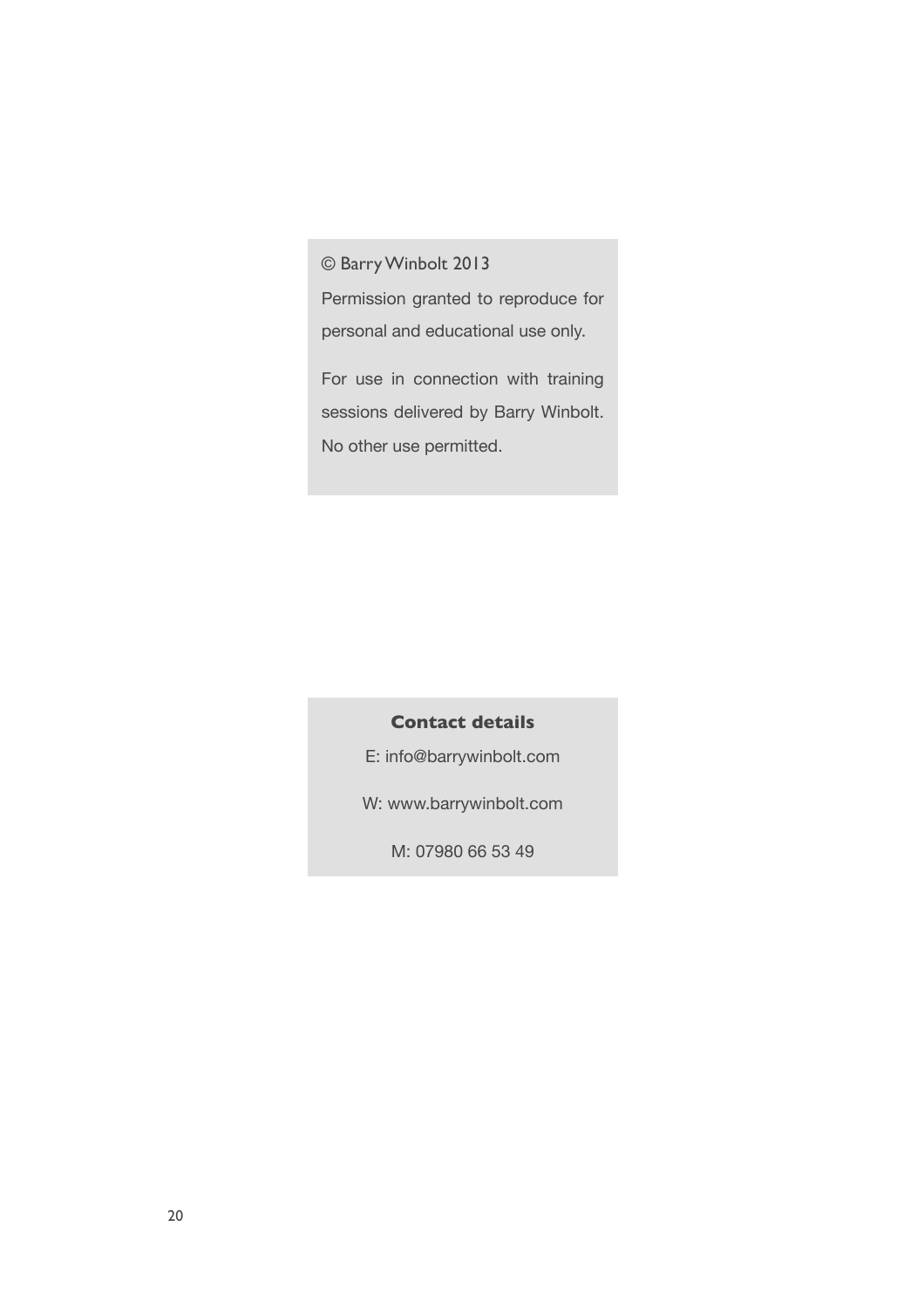© Barry Winbolt 2013

Permission granted to reproduce for personal and educational use only.

For use in connection with training sessions delivered by Barry Winbolt. No other use permitted.

**Contact details**

E: info@barrywinbolt.com

W: www.barrywinbolt.com

M: 07980 66 53 49